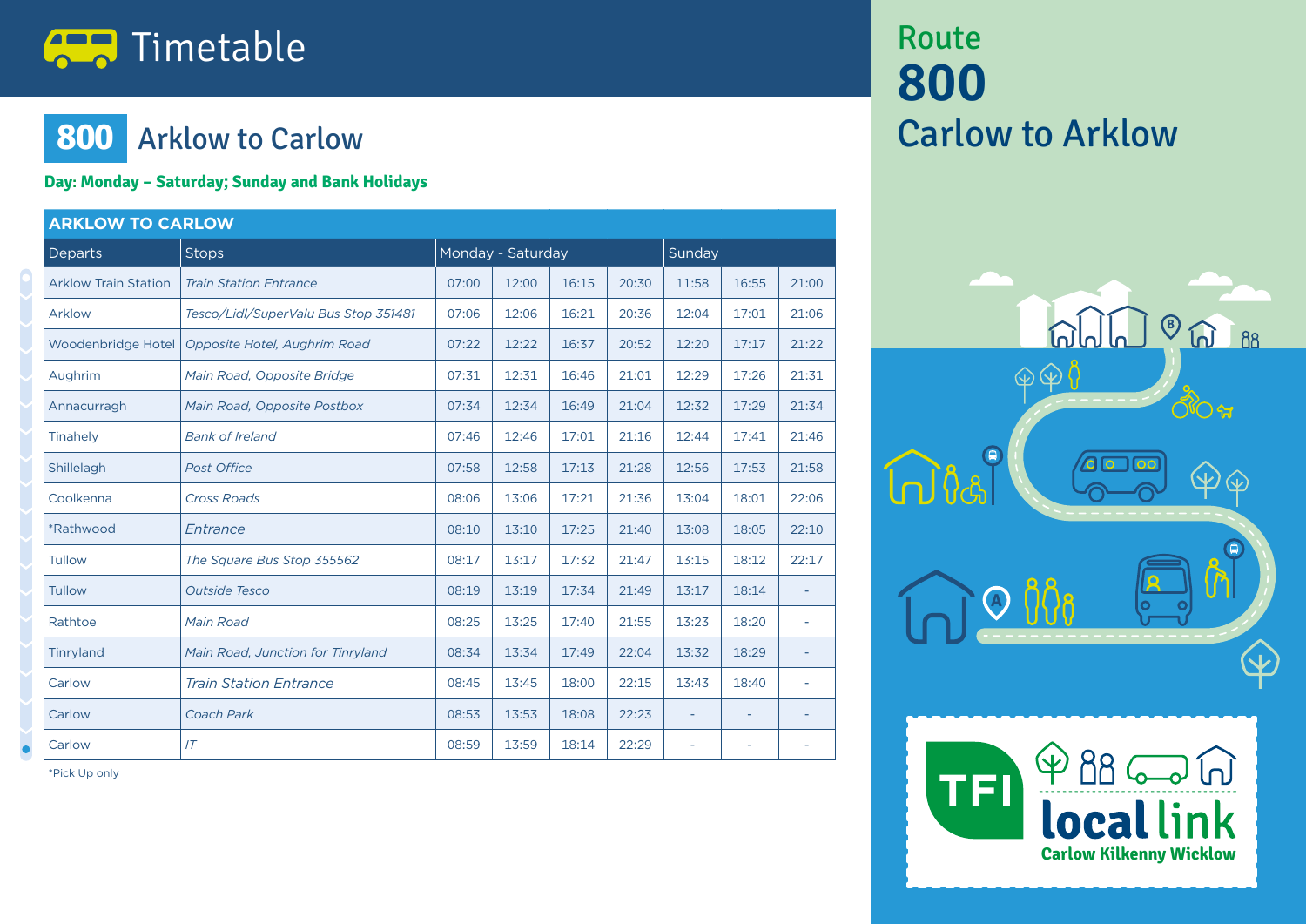# Timetable

## 800 Arklow to Carlow

**Day: Monday – Saturday; Sunday and Bank Holidays**

| ARKLOW TO CARLOW | | | | | | | | |
|---|---|---|---|---|---|---|---|---|
| Departs | Stops | Monday - Saturday | | | | Sunday | | |
| Arklow Train Station | *Train Station Entrance* | 07:00 | 12:00 | 16:15 | 20:30 | 11:58 | 16:55 | 21:00 |
| Arklow | *Tesco/Lidl/SuperValu Bus Stop 351481* | 07:06 | 12:06 | 16:21 | 20:36 | 12:04 | 17:01 | 21:06 |
| Woodenbridge Hotel | *Opposite Hotel, Aughrim Road* | 07:22 | 12:22 | 16:37 | 20:52 | 12:20 | 17:17 | 21:22 |
| Aughrim | *Main Road, Opposite Bridge* | 07:31 | 12:31 | 16:46 | 21:01 | 12:29 | 17:26 | 21:31 |
| Annacurragh | *Main Road, Opposite Postbox* | 07:34 | 12:34 | 16:49 | 21:04 | 12:32 | 17:29 | 21:34 |
| Tinahely | *Bank of Ireland* | 07:46 | 12:46 | 17:01 | 21:16 | 12:44 | 17:41 | 21:46 |
| Shillelagh | *Post Office* | 07:58 | 12:58 | 17:13 | 21:28 | 12:56 | 17:53 | 21:58 |
| Coolkenna | *Cross Roads* | 08:06 | 13:06 | 17:21 | 21:36 | 13:04 | 18:01 | 22:06 |
| *Rathwood | *Entrance* | 08:10 | 13:10 | 17:25 | 21:40 | 13:08 | 18:05 | 22:10 |
| Tullow | *The Square Bus Stop 355562* | 08:17 | 13:17 | 17:32 | 21:47 | 13:15 | 18:12 | 22:17 |
| Tullow | *Outside Tesco* | 08:19 | 13:19 | 17:34 | 21:49 | 13:17 | 18:14 | - |
| Rathtoe | *Main Road* | 08:25 | 13:25 | 17:40 | 21:55 | 13:23 | 18:20 | - |
| Tinryland | *Main Road, Junction for Tinryland* | 08:34 | 13:34 | 17:49 | 22:04 | 13:32 | 18:29 | - |
| Carlow | *Train Station Entrance* | 08:45 | 13:45 | 18:00 | 22:15 | 13:43 | 18:40 | - |
| Carlow | *Coach Park* | 08:53 | 13:53 | 18:08 | 22:23 | - | - | - |
| Carlow | *IT* | 08:59 | 13:59 | 18:14 | 22:29 | - | - | - |

*Pick Up only

# Route 800

## Carlow to Arklow

TFI local link

Carlow Kilkenny Wicklow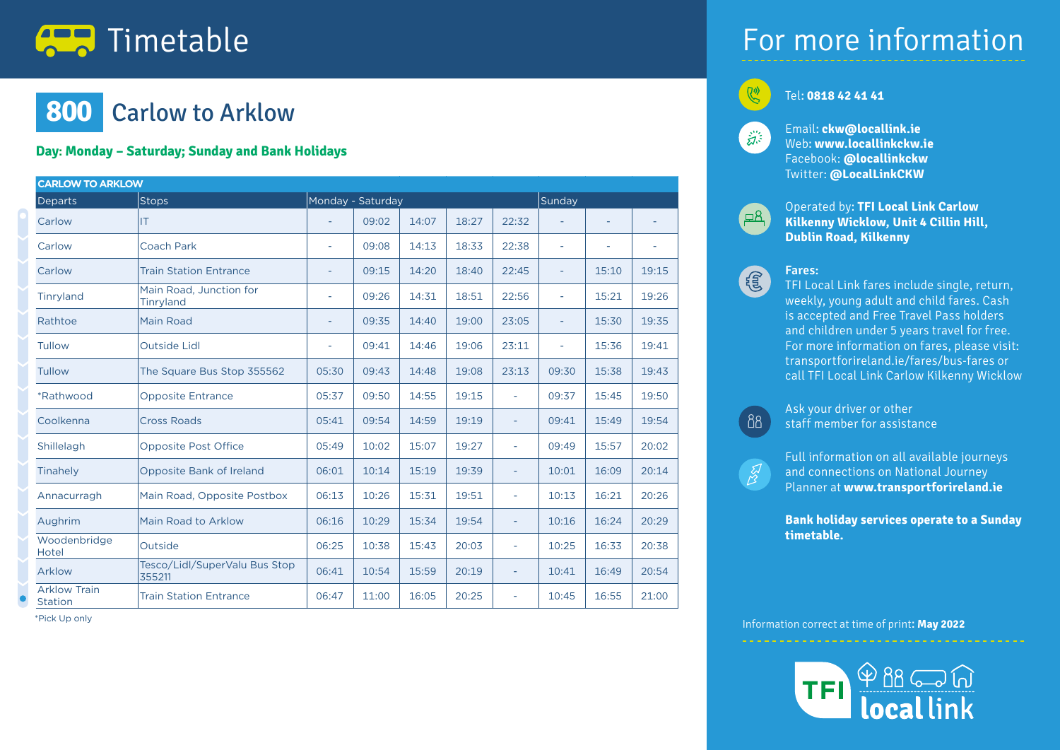# Timetable

## 800 Carlow to Arklow

**Day: Monday – Saturday; Sunday and Bank Holidays**

| CARLOW TO ARKLOW | | | | | | | | | |
|---|---|---|---|---|---|---|---|---|---|
| Departs | Stops | Monday - Saturday | | | | | Sunday | | |
| Carlow | IT | - | 09:02 | 14:07 | 18:27 | 22:32 | - | - | - |
| Carlow | Coach Park | - | 09:08 | 14:13 | 18:33 | 22:38 | - | - | - |
| Carlow | Train Station Entrance | - | 09:15 | 14:20 | 18:40 | 22:45 | - | 15:10 | 19:15 |
| Tinryland | Main Road, Junction for Tinryland | - | 09:26 | 14:31 | 18:51 | 22:56 | - | 15:21 | 19:26 |
| Rathtoe | Main Road | - | 09:35 | 14:40 | 19:00 | 23:05 | - | 15:30 | 19:35 |
| Tullow | Outside Lidl | - | 09:41 | 14:46 | 19:06 | 23:11 | - | 15:36 | 19:41 |
| Tullow | The Square Bus Stop 355562 | 05:30 | 09:43 | 14:48 | 19:08 | 23:13 | 09:30 | 15:38 | 19:43 |
| *Rathwood | Opposite Entrance | 05:37 | 09:50 | 14:55 | 19:15 | - | 09:37 | 15:45 | 19:50 |
| Coolkenna | Cross Roads | 05:41 | 09:54 | 14:59 | 19:19 | - | 09:41 | 15:49 | 19:54 |
| Shillelagh | Opposite Post Office | 05:49 | 10:02 | 15:07 | 19:27 | - | 09:49 | 15:57 | 20:02 |
| Tinahely | Opposite Bank of Ireland | 06:01 | 10:14 | 15:19 | 19:39 | - | 10:01 | 16:09 | 20:14 |
| Annacurragh | Main Road, Opposite Postbox | 06:13 | 10:26 | 15:31 | 19:51 | - | 10:13 | 16:21 | 20:26 |
| Aughrim | Main Road to Arklow | 06:16 | 10:29 | 15:34 | 19:54 | - | 10:16 | 16:24 | 20:29 |
| Woodenbridge Hotel | Outside | 06:25 | 10:38 | 15:43 | 20:03 | - | 10:25 | 16:33 | 20:38 |
| Arklow | Tesco/Lidl/SuperValu Bus Stop 355211 | 06:41 | 10:54 | 15:59 | 20:19 | - | 10:41 | 16:49 | 20:54 |
| Arklow Train Station | Train Station Entrance | 06:47 | 11:00 | 16:05 | 20:25 | - | 10:45 | 16:55 | 21:00 |

*Pick Up only

# For more information

Tel: **0818 42 41 41**

Email: **ckw@locallink.ie**
Web: **www.locallinkckw.ie**
Facebook: **@locallinkckw**
Twitter: **@LocalLinkCKW**

Operated by: **TFI Local Link Carlow Kilkenny Wicklow, Unit 4 Cillin Hill, Dublin Road, Kilkenny**

**Fares:**
TFI Local Link fares include single, return, weekly, young adult and child fares. Cash is accepted and Free Travel Pass holders and children under 5 years travel for free. For more information on fares, please visit: transportforireland.ie/fares/bus-fares or call TFI Local Link Carlow Kilkenny Wicklow

Ask your driver or other staff member for assistance

Full information on all available journeys and connections on National Journey Planner at **www.transportforireland.ie**

**Bank holiday services operate to a Sunday timetable.**

Information correct at time of print: **May 2022**

TFI local link